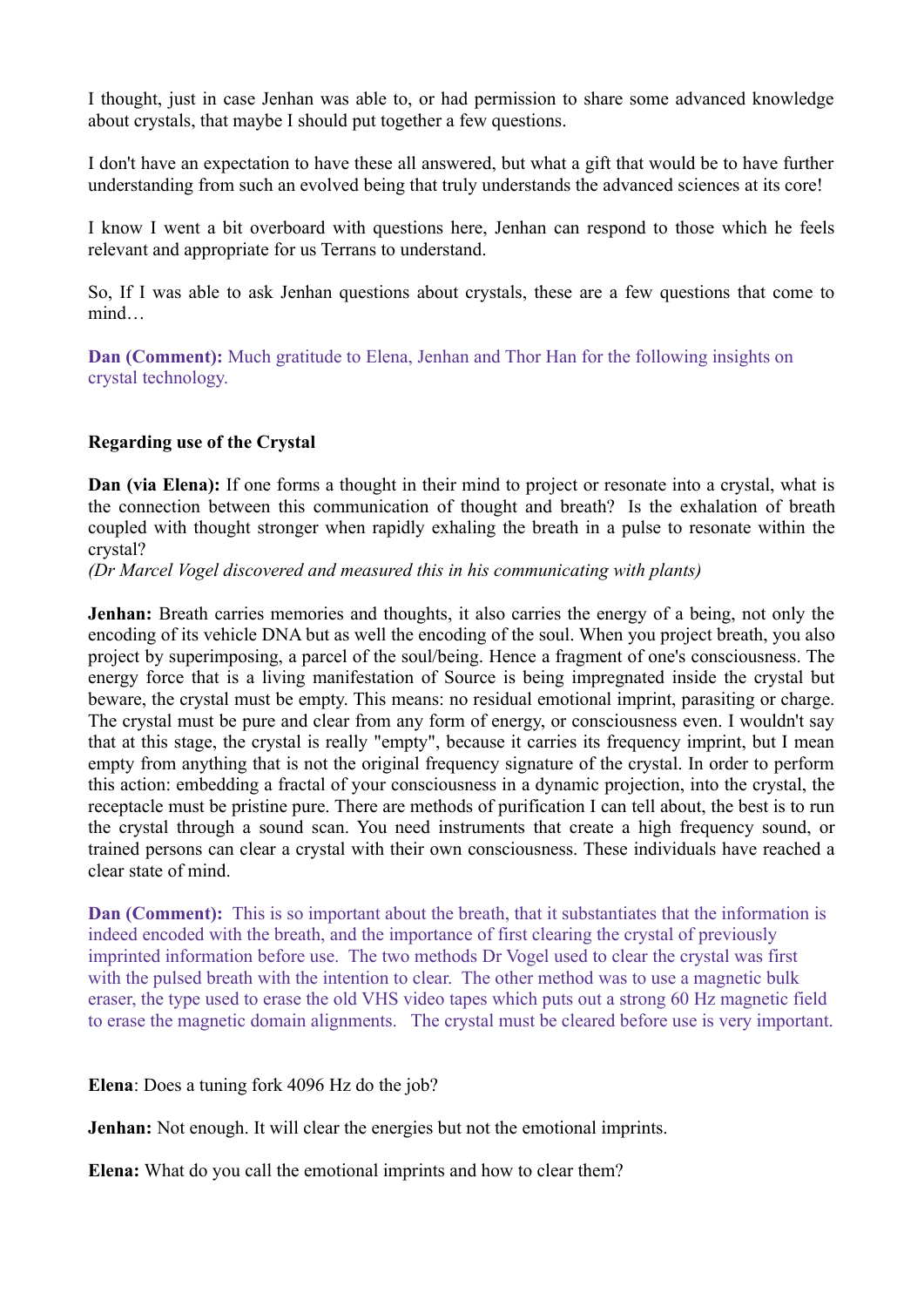I thought, just in case Jenhan was able to, or had permission to share some advanced knowledge about crystals, that maybe I should put together a few questions.

I don't have an expectation to have these all answered, but what a gift that would be to have further understanding from such an evolved being that truly understands the advanced sciences at its core!

I know I went a bit overboard with questions here, Jenhan can respond to those which he feels relevant and appropriate for us Terrans to understand.

So, If I was able to ask Jenhan questions about crystals, these are a few questions that come to mind…

**Dan (Comment):** Much gratitude to Elena, Jenhan and Thor Han for the following insights on crystal technology.

**Regarding use of the Crystal**

**Dan (via Elena):** If one forms a thought in their mind to project or resonate into a crystal, what is the connection between this communication of thought and breath? Is the exhalation of breath coupled with thought stronger when rapidly exhaling the breath in a pulse to resonate within the crystal?
*(Dr Marcel Vogel discovered and measured this in his communicating with plants)*

**Jenhan:** Breath carries memories and thoughts, it also carries the energy of a being, not only the encoding of its vehicle DNA but as well the encoding of the soul. When you project breath, you also project by superimposing, a parcel of the soul/being. Hence a fragment of one's consciousness. The energy force that is a living manifestation of Source is being impregnated inside the crystal but beware, the crystal must be empty. This means: no residual emotional imprint, parasiting or charge. The crystal must be pure and clear from any form of energy, or consciousness even. I wouldn't say that at this stage, the crystal is really "empty", because it carries its frequency imprint, but I mean empty from anything that is not the original frequency signature of the crystal. In order to perform this action: embedding a fractal of your consciousness in a dynamic projection, into the crystal, the receptacle must be pristine pure. There are methods of purification I can tell about, the best is to run the crystal through a sound scan. You need instruments that create a high frequency sound, or trained persons can clear a crystal with their own consciousness. These individuals have reached a clear state of mind.

**Dan (Comment):** This is so important about the breath, that it substantiates that the information is indeed encoded with the breath, and the importance of first clearing the crystal of previously imprinted information before use. The two methods Dr Vogel used to clear the crystal was first with the pulsed breath with the intention to clear. The other method was to use a magnetic bulk eraser, the type used to erase the old VHS video tapes which puts out a strong 60 Hz magnetic field to erase the magnetic domain alignments. The crystal must be cleared before use is very important.

**Elena**: Does a tuning fork 4096 Hz do the job?

**Jenhan:** Not enough. It will clear the energies but not the emotional imprints.

**Elena:** What do you call the emotional imprints and how to clear them?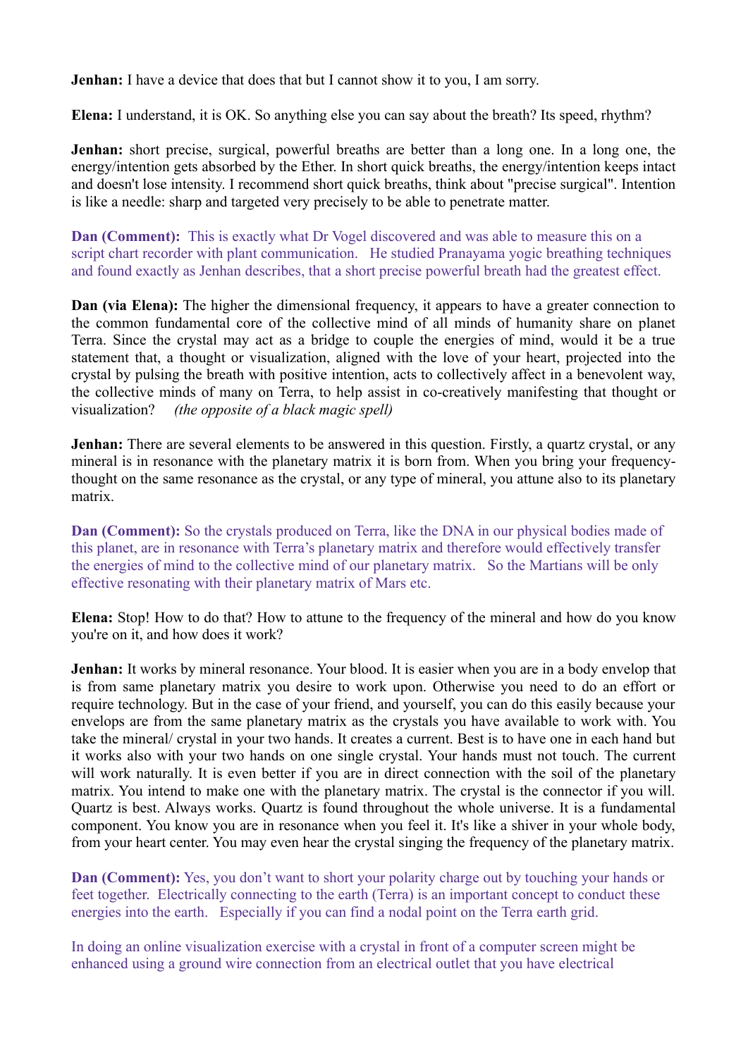**Jenhan:** I have a device that does that but I cannot show it to you, I am sorry.

**Elena:** I understand, it is OK. So anything else you can say about the breath? Its speed, rhythm?

**Jenhan:** short precise, surgical, powerful breaths are better than a long one. In a long one, the energy/intention gets absorbed by the Ether. In short quick breaths, the energy/intention keeps intact and doesn't lose intensity. I recommend short quick breaths, think about "precise surgical". Intention is like a needle: sharp and targeted very precisely to be able to penetrate matter.

**Dan (Comment):** This is exactly what Dr Vogel discovered and was able to measure this on a script chart recorder with plant communication. He studied Pranayama yogic breathing techniques and found exactly as Jenhan describes, that a short precise powerful breath had the greatest effect.

**Dan (via Elena):** The higher the dimensional frequency, it appears to have a greater connection to the common fundamental core of the collective mind of all minds of humanity share on planet Terra. Since the crystal may act as a bridge to couple the energies of mind, would it be a true statement that, a thought or visualization, aligned with the love of your heart, projected into the crystal by pulsing the breath with positive intention, acts to collectively affect in a benevolent way, the collective minds of many on Terra, to help assist in co-creatively manifesting that thought or visualization? *(the opposite of a black magic spell)*

**Jenhan:** There are several elements to be answered in this question. Firstly, a quartz crystal, or any mineral is in resonance with the planetary matrix it is born from. When you bring your frequency-thought on the same resonance as the crystal, or any type of mineral, you attune also to its planetary matrix.

**Dan (Comment):** So the crystals produced on Terra, like the DNA in our physical bodies made of this planet, are in resonance with Terra's planetary matrix and therefore would effectively transfer the energies of mind to the collective mind of our planetary matrix. So the Martians will be only effective resonating with their planetary matrix of Mars etc.

**Elena:** Stop! How to do that? How to attune to the frequency of the mineral and how do you know you're on it, and how does it work?

**Jenhan:** It works by mineral resonance. Your blood. It is easier when you are in a body envelop that is from same planetary matrix you desire to work upon. Otherwise you need to do an effort or require technology. But in the case of your friend, and yourself, you can do this easily because your envelops are from the same planetary matrix as the crystals you have available to work with. You take the mineral/ crystal in your two hands. It creates a current. Best is to have one in each hand but it works also with your two hands on one single crystal. Your hands must not touch. The current will work naturally. It is even better if you are in direct connection with the soil of the planetary matrix. You intend to make one with the planetary matrix. The crystal is the connector if you will. Quartz is best. Always works. Quartz is found throughout the whole universe. It is a fundamental component. You know you are in resonance when you feel it. It's like a shiver in your whole body, from your heart center. You may even hear the crystal singing the frequency of the planetary matrix.

**Dan (Comment):** Yes, you don't want to short your polarity charge out by touching your hands or feet together. Electrically connecting to the earth (Terra) is an important concept to conduct these energies into the earth. Especially if you can find a nodal point on the Terra earth grid.

In doing an online visualization exercise with a crystal in front of a computer screen might be enhanced using a ground wire connection from an electrical outlet that you have electrical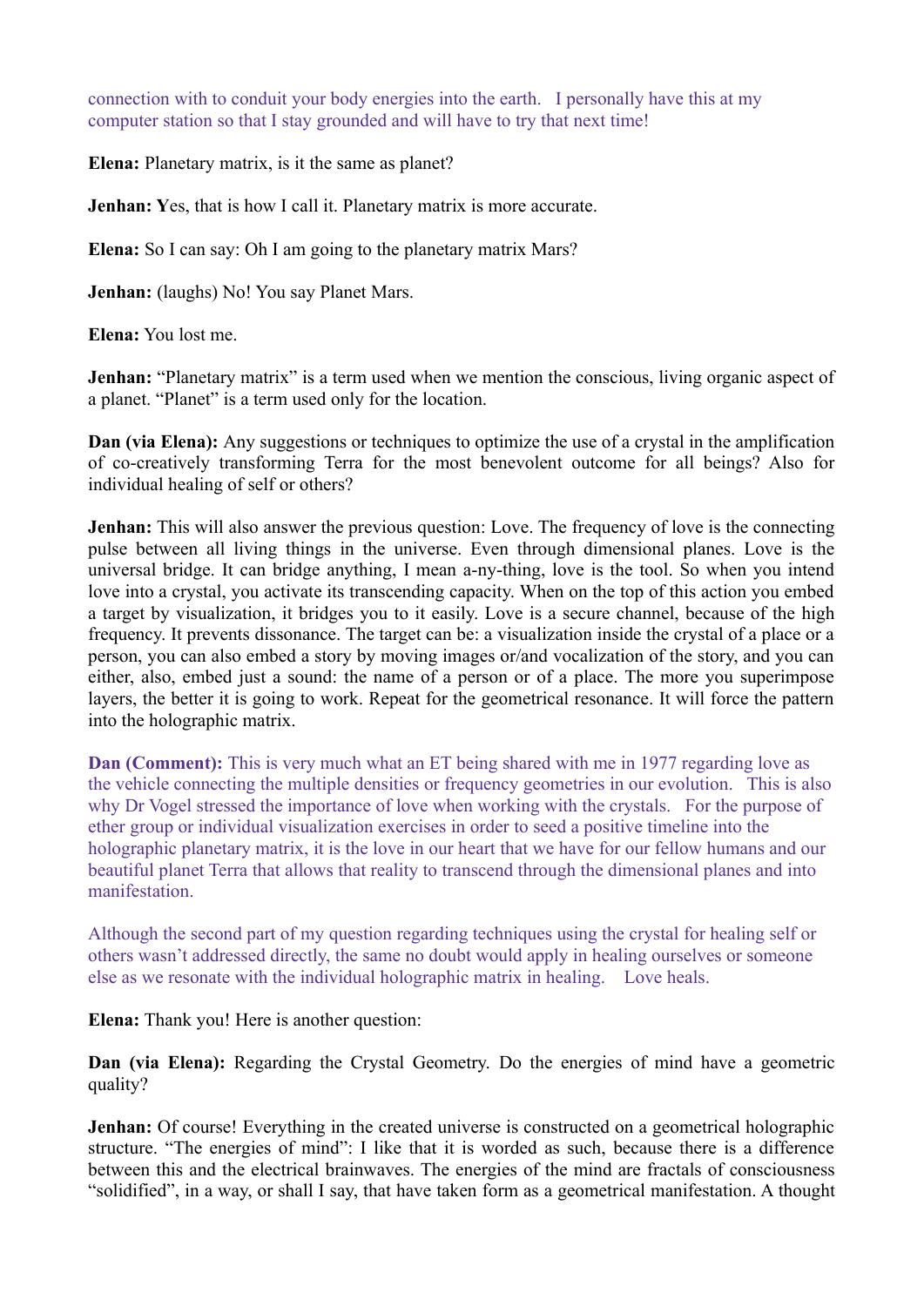connection with to conduit your body energies into the earth. I personally have this at my computer station so that I stay grounded and will have to try that next time!

**Elena:** Planetary matrix, is it the same as planet?

**Jenhan: Y**es, that is how I call it. Planetary matrix is more accurate.

**Elena:** So I can say: Oh I am going to the planetary matrix Mars?

**Jenhan:** (laughs) No! You say Planet Mars.

**Elena:** You lost me.

**Jenhan:** "Planetary matrix" is a term used when we mention the conscious, living organic aspect of a planet. "Planet" is a term used only for the location.

**Dan (via Elena):** Any suggestions or techniques to optimize the use of a crystal in the amplification of co-creatively transforming Terra for the most benevolent outcome for all beings? Also for individual healing of self or others?

**Jenhan:** This will also answer the previous question: Love. The frequency of love is the connecting pulse between all living things in the universe. Even through dimensional planes. Love is the universal bridge. It can bridge anything, I mean a-ny-thing, love is the tool. So when you intend love into a crystal, you activate its transcending capacity. When on the top of this action you embed a target by visualization, it bridges you to it easily. Love is a secure channel, because of the high frequency. It prevents dissonance. The target can be: a visualization inside the crystal of a place or a person, you can also embed a story by moving images or/and vocalization of the story, and you can either, also, embed just a sound: the name of a person or of a place. The more you superimpose layers, the better it is going to work. Repeat for the geometrical resonance. It will force the pattern into the holographic matrix.

**Dan (Comment):** This is very much what an ET being shared with me in 1977 regarding love as the vehicle connecting the multiple densities or frequency geometries in our evolution. This is also why Dr Vogel stressed the importance of love when working with the crystals. For the purpose of ether group or individual visualization exercises in order to seed a positive timeline into the holographic planetary matrix, it is the love in our heart that we have for our fellow humans and our beautiful planet Terra that allows that reality to transcend through the dimensional planes and into manifestation.

Although the second part of my question regarding techniques using the crystal for healing self or others wasn't addressed directly, the same no doubt would apply in healing ourselves or someone else as we resonate with the individual holographic matrix in healing. Love heals.

**Elena:** Thank you! Here is another question:

**Dan (via Elena):** Regarding the Crystal Geometry. Do the energies of mind have a geometric quality?

**Jenhan:** Of course! Everything in the created universe is constructed on a geometrical holographic structure. "The energies of mind": I like that it is worded as such, because there is a difference between this and the electrical brainwaves. The energies of the mind are fractals of consciousness "solidified", in a way, or shall I say, that have taken form as a geometrical manifestation. A thought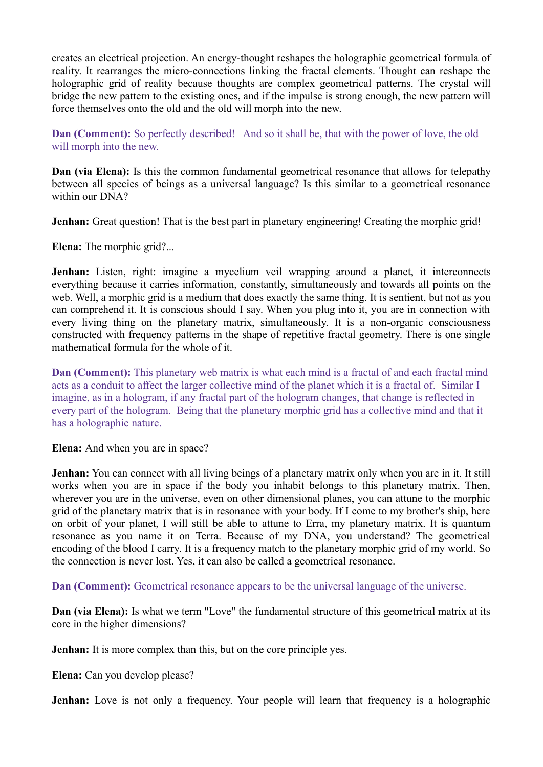creates an electrical projection. An energy-thought reshapes the holographic geometrical formula of reality. It rearranges the micro-connections linking the fractal elements. Thought can reshape the holographic grid of reality because thoughts are complex geometrical patterns. The crystal will bridge the new pattern to the existing ones, and if the impulse is strong enough, the new pattern will force themselves onto the old and the old will morph into the new.

**Dan (Comment):** So perfectly described! And so it shall be, that with the power of love, the old will morph into the new.

**Dan (via Elena):** Is this the common fundamental geometrical resonance that allows for telepathy between all species of beings as a universal language? Is this similar to a geometrical resonance within our DNA?

**Jenhan:** Great question! That is the best part in planetary engineering! Creating the morphic grid!

**Elena:** The morphic grid?...

**Jenhan:** Listen, right: imagine a mycelium veil wrapping around a planet, it interconnects everything because it carries information, constantly, simultaneously and towards all points on the web. Well, a morphic grid is a medium that does exactly the same thing. It is sentient, but not as you can comprehend it. It is conscious should I say. When you plug into it, you are in connection with every living thing on the planetary matrix, simultaneously. It is a non-organic consciousness constructed with frequency patterns in the shape of repetitive fractal geometry. There is one single mathematical formula for the whole of it.

**Dan (Comment):** This planetary web matrix is what each mind is a fractal of and each fractal mind acts as a conduit to affect the larger collective mind of the planet which it is a fractal of. Similar I imagine, as in a hologram, if any fractal part of the hologram changes, that change is reflected in every part of the hologram. Being that the planetary morphic grid has a collective mind and that it has a holographic nature.

**Elena:** And when you are in space?

**Jenhan:** You can connect with all living beings of a planetary matrix only when you are in it. It still works when you are in space if the body you inhabit belongs to this planetary matrix. Then, wherever you are in the universe, even on other dimensional planes, you can attune to the morphic grid of the planetary matrix that is in resonance with your body. If I come to my brother's ship, here on orbit of your planet, I will still be able to attune to Erra, my planetary matrix. It is quantum resonance as you name it on Terra. Because of my DNA, you understand? The geometrical encoding of the blood I carry. It is a frequency match to the planetary morphic grid of my world. So the connection is never lost. Yes, it can also be called a geometrical resonance.

**Dan (Comment):** Geometrical resonance appears to be the universal language of the universe.

**Dan (via Elena):** Is what we term "Love" the fundamental structure of this geometrical matrix at its core in the higher dimensions?

**Jenhan:** It is more complex than this, but on the core principle yes.

**Elena:** Can you develop please?

**Jenhan:** Love is not only a frequency. Your people will learn that frequency is a holographic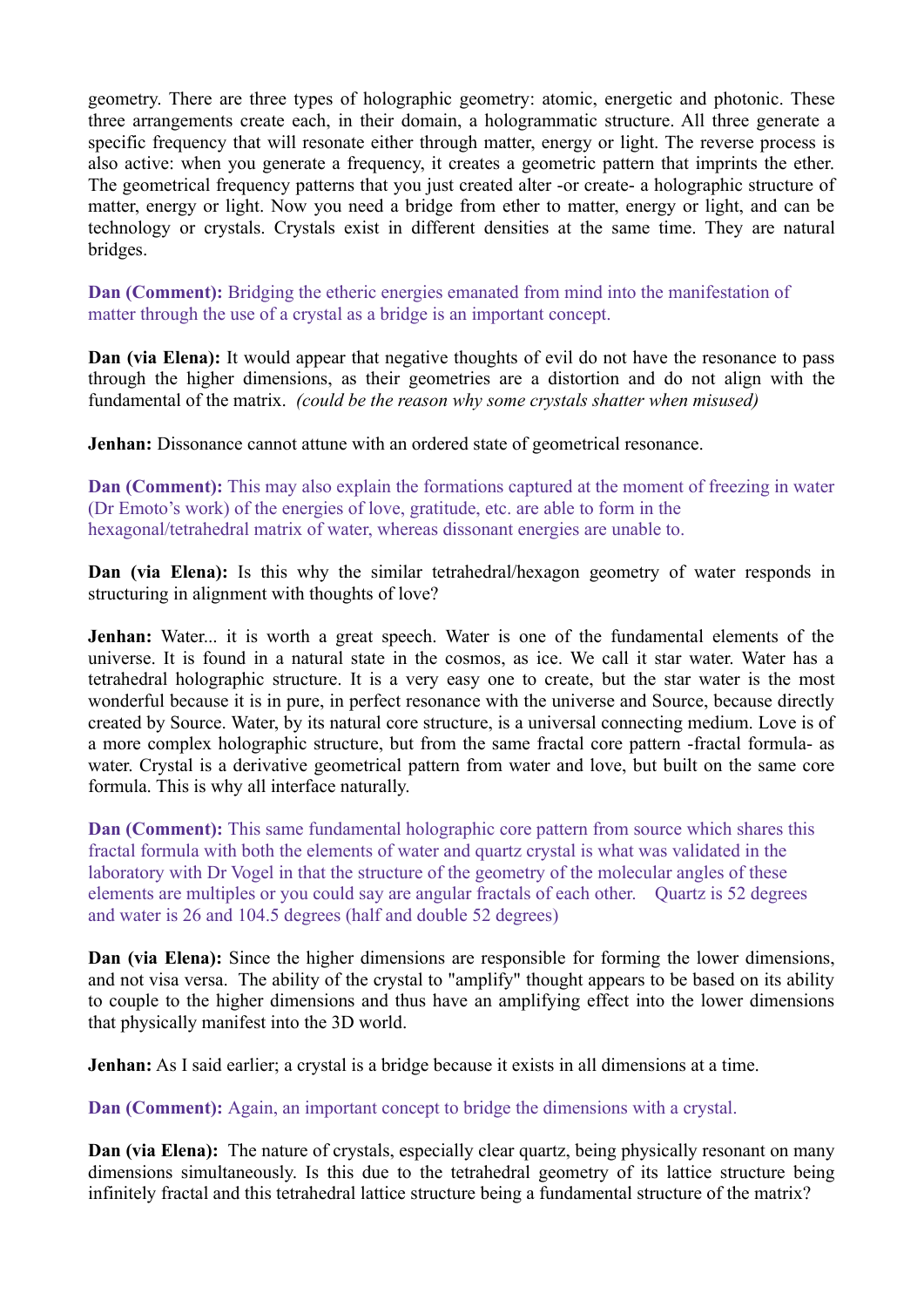geometry. There are three types of holographic geometry: atomic, energetic and photonic. These three arrangements create each, in their domain, a hologrammatic structure. All three generate a specific frequency that will resonate either through matter, energy or light. The reverse process is also active: when you generate a frequency, it creates a geometric pattern that imprints the ether. The geometrical frequency patterns that you just created alter -or create- a holographic structure of matter, energy or light. Now you need a bridge from ether to matter, energy or light, and can be technology or crystals. Crystals exist in different densities at the same time. They are natural bridges.

**Dan (Comment):** Bridging the etheric energies emanated from mind into the manifestation of matter through the use of a crystal as a bridge is an important concept.

**Dan (via Elena):** It would appear that negative thoughts of evil do not have the resonance to pass through the higher dimensions, as their geometries are a distortion and do not align with the fundamental of the matrix. *(could be the reason why some crystals shatter when misused)*

**Jenhan:** Dissonance cannot attune with an ordered state of geometrical resonance.

**Dan (Comment):** This may also explain the formations captured at the moment of freezing in water (Dr Emoto's work) of the energies of love, gratitude, etc. are able to form in the hexagonal/tetrahedral matrix of water, whereas dissonant energies are unable to.

**Dan (via Elena):** Is this why the similar tetrahedral/hexagon geometry of water responds in structuring in alignment with thoughts of love?

**Jenhan:** Water... it is worth a great speech. Water is one of the fundamental elements of the universe. It is found in a natural state in the cosmos, as ice. We call it star water. Water has a tetrahedral holographic structure. It is a very easy one to create, but the star water is the most wonderful because it is in pure, in perfect resonance with the universe and Source, because directly created by Source. Water, by its natural core structure, is a universal connecting medium. Love is of a more complex holographic structure, but from the same fractal core pattern -fractal formula- as water. Crystal is a derivative geometrical pattern from water and love, but built on the same core formula. This is why all interface naturally.

**Dan (Comment):** This same fundamental holographic core pattern from source which shares this fractal formula with both the elements of water and quartz crystal is what was validated in the laboratory with Dr Vogel in that the structure of the geometry of the molecular angles of these elements are multiples or you could say are angular fractals of each other. Quartz is 52 degrees and water is 26 and 104.5 degrees (half and double 52 degrees)

**Dan (via Elena):** Since the higher dimensions are responsible for forming the lower dimensions, and not visa versa. The ability of the crystal to "amplify" thought appears to be based on its ability to couple to the higher dimensions and thus have an amplifying effect into the lower dimensions that physically manifest into the 3D world.

**Jenhan:** As I said earlier; a crystal is a bridge because it exists in all dimensions at a time.

**Dan (Comment):** Again, an important concept to bridge the dimensions with a crystal.

**Dan (via Elena):** The nature of crystals, especially clear quartz, being physically resonant on many dimensions simultaneously. Is this due to the tetrahedral geometry of its lattice structure being infinitely fractal and this tetrahedral lattice structure being a fundamental structure of the matrix?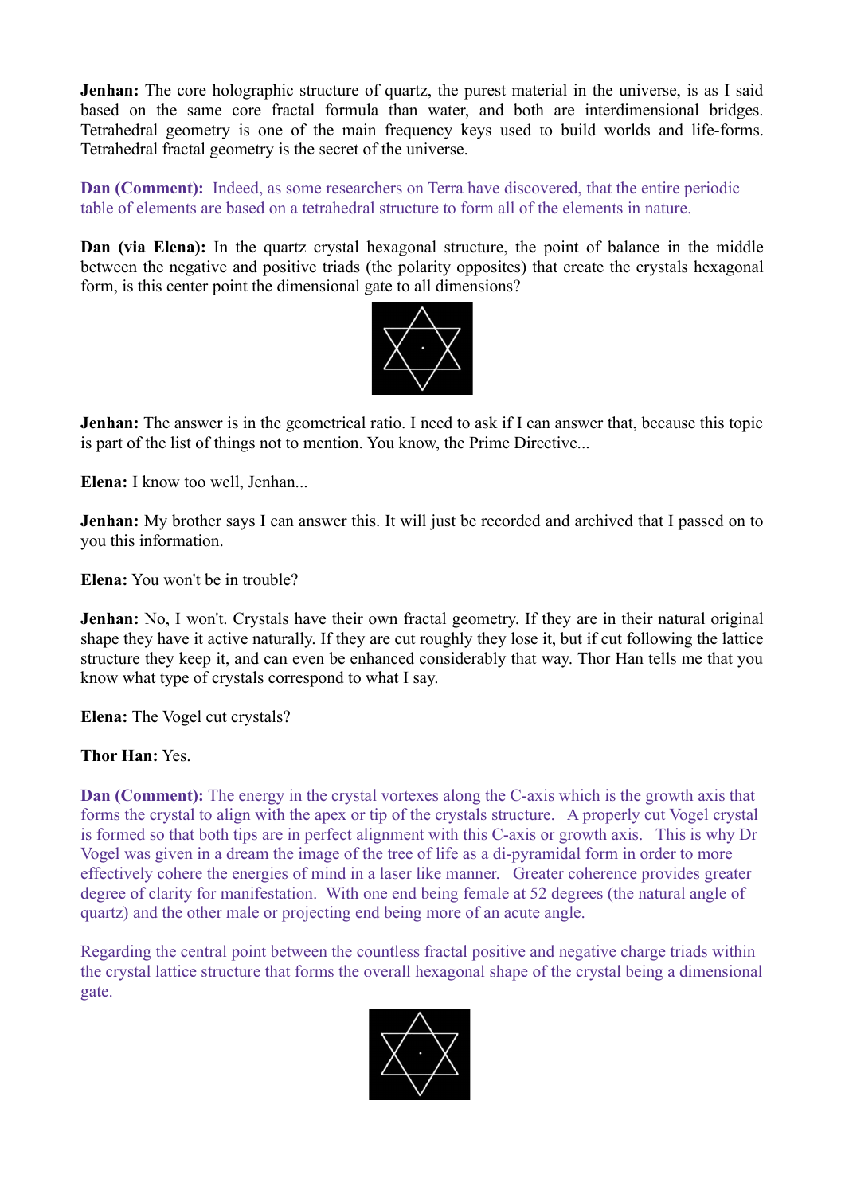**Jenhan:** The core holographic structure of quartz, the purest material in the universe, is as I said based on the same core fractal formula than water, and both are interdimensional bridges. Tetrahedral geometry is one of the main frequency keys used to build worlds and life-forms. Tetrahedral fractal geometry is the secret of the universe.

**Dan (Comment):** Indeed, as some researchers on Terra have discovered, that the entire periodic table of elements are based on a tetrahedral structure to form all of the elements in nature.

**Dan (via Elena):** In the quartz crystal hexagonal structure, the point of balance in the middle between the negative and positive triads (the polarity opposites) that create the crystals hexagonal form, is this center point the dimensional gate to all dimensions?

**Jenhan:** The answer is in the geometrical ratio. I need to ask if I can answer that, because this topic is part of the list of things not to mention. You know, the Prime Directive...

**Elena:** I know too well, Jenhan...

**Jenhan:** My brother says I can answer this. It will just be recorded and archived that I passed on to you this information.

**Elena:** You won't be in trouble?

**Jenhan:** No, I won't. Crystals have their own fractal geometry. If they are in their natural original shape they have it active naturally. If they are cut roughly they lose it, but if cut following the lattice structure they keep it, and can even be enhanced considerably that way. Thor Han tells me that you know what type of crystals correspond to what I say.

**Elena:** The Vogel cut crystals?

**Thor Han:** Yes.

**Dan (Comment):** The energy in the crystal vortexes along the C-axis which is the growth axis that forms the crystal to align with the apex or tip of the crystals structure. A properly cut Vogel crystal is formed so that both tips are in perfect alignment with this C-axis or growth axis. This is why Dr Vogel was given in a dream the image of the tree of life as a di-pyramidal form in order to more effectively cohere the energies of mind in a laser like manner. Greater coherence provides greater degree of clarity for manifestation. With one end being female at 52 degrees (the natural angle of quartz) and the other male or projecting end being more of an acute angle.

Regarding the central point between the countless fractal positive and negative charge triads within the crystal lattice structure that forms the overall hexagonal shape of the crystal being a dimensional gate.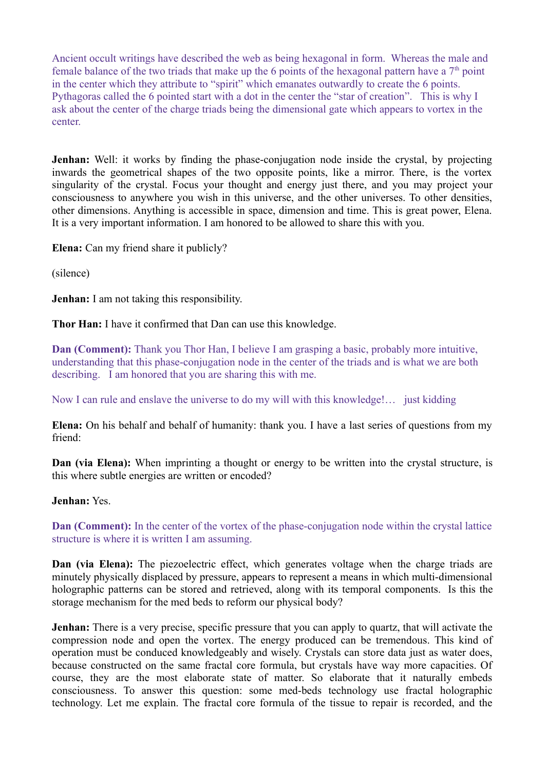Ancient occult writings have described the web as being hexagonal in form. Whereas the male and female balance of the two triads that make up the 6 points of the hexagonal pattern have a 7th point in the center which they attribute to "spirit" which emanates outwardly to create the 6 points. Pythagoras called the 6 pointed start with a dot in the center the "star of creation". This is why I ask about the center of the charge triads being the dimensional gate which appears to vortex in the center.

**Jenhan:** Well: it works by finding the phase-conjugation node inside the crystal, by projecting inwards the geometrical shapes of the two opposite points, like a mirror. There, is the vortex singularity of the crystal. Focus your thought and energy just there, and you may project your consciousness to anywhere you wish in this universe, and the other universes. To other densities, other dimensions. Anything is accessible in space, dimension and time. This is great power, Elena. It is a very important information. I am honored to be allowed to share this with you.

**Elena:** Can my friend share it publicly?

(silence)

**Jenhan:** I am not taking this responsibility.

**Thor Han:** I have it confirmed that Dan can use this knowledge.

**Dan (Comment):** Thank you Thor Han, I believe I am grasping a basic, probably more intuitive, understanding that this phase-conjugation node in the center of the triads and is what we are both describing. I am honored that you are sharing this with me.

Now I can rule and enslave the universe to do my will with this knowledge!… just kidding

**Elena:** On his behalf and behalf of humanity: thank you. I have a last series of questions from my friend:

**Dan (via Elena):** When imprinting a thought or energy to be written into the crystal structure, is this where subtle energies are written or encoded?

**Jenhan:** Yes.

**Dan (Comment):** In the center of the vortex of the phase-conjugation node within the crystal lattice structure is where it is written I am assuming.

**Dan (via Elena):** The piezoelectric effect, which generates voltage when the charge triads are minutely physically displaced by pressure, appears to represent a means in which multi-dimensional holographic patterns can be stored and retrieved, along with its temporal components. Is this the storage mechanism for the med beds to reform our physical body?

**Jenhan:** There is a very precise, specific pressure that you can apply to quartz, that will activate the compression node and open the vortex. The energy produced can be tremendous. This kind of operation must be conduced knowledgeably and wisely. Crystals can store data just as water does, because constructed on the same fractal core formula, but crystals have way more capacities. Of course, they are the most elaborate state of matter. So elaborate that it naturally embeds consciousness. To answer this question: some med-beds technology use fractal holographic technology. Let me explain. The fractal core formula of the tissue to repair is recorded, and the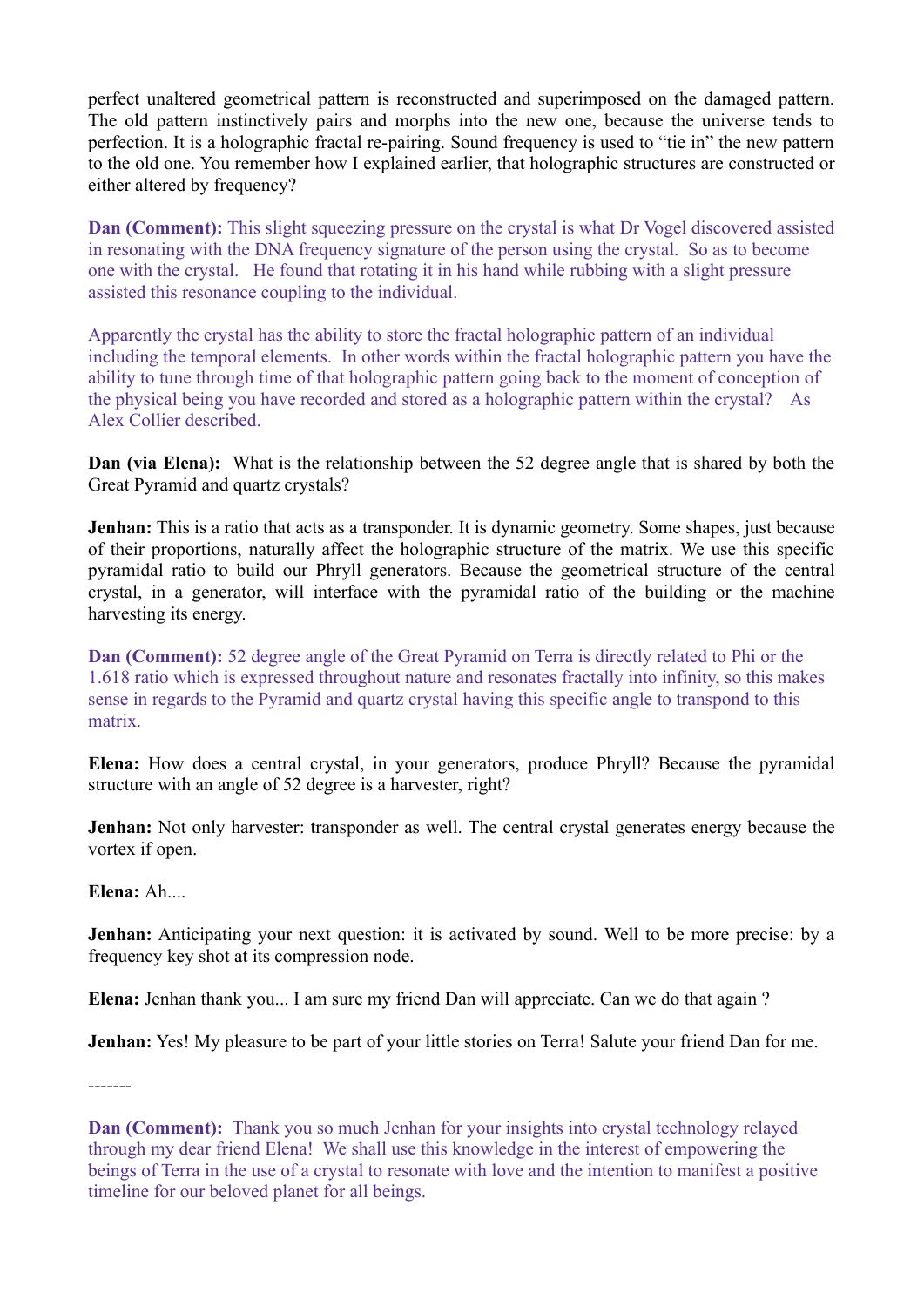perfect unaltered geometrical pattern is reconstructed and superimposed on the damaged pattern. The old pattern instinctively pairs and morphs into the new one, because the universe tends to perfection. It is a holographic fractal re-pairing. Sound frequency is used to "tie in" the new pattern to the old one. You remember how I explained earlier, that holographic structures are constructed or either altered by frequency?

**Dan (Comment):** This slight squeezing pressure on the crystal is what Dr Vogel discovered assisted in resonating with the DNA frequency signature of the person using the crystal. So as to become one with the crystal. He found that rotating it in his hand while rubbing with a slight pressure assisted this resonance coupling to the individual.

Apparently the crystal has the ability to store the fractal holographic pattern of an individual including the temporal elements. In other words within the fractal holographic pattern you have the ability to tune through time of that holographic pattern going back to the moment of conception of the physical being you have recorded and stored as a holographic pattern within the crystal? As Alex Collier described.

**Dan (via Elena):** What is the relationship between the 52 degree angle that is shared by both the Great Pyramid and quartz crystals?

**Jenhan:** This is a ratio that acts as a transponder. It is dynamic geometry. Some shapes, just because of their proportions, naturally affect the holographic structure of the matrix. We use this specific pyramidal ratio to build our Phryll generators. Because the geometrical structure of the central crystal, in a generator, will interface with the pyramidal ratio of the building or the machine harvesting its energy.

**Dan (Comment):** 52 degree angle of the Great Pyramid on Terra is directly related to Phi or the 1.618 ratio which is expressed throughout nature and resonates fractally into infinity, so this makes sense in regards to the Pyramid and quartz crystal having this specific angle to transpond to this matrix.

**Elena:** How does a central crystal, in your generators, produce Phryll? Because the pyramidal structure with an angle of 52 degree is a harvester, right?

**Jenhan:** Not only harvester: transponder as well. The central crystal generates energy because the vortex if open.

**Elena:** Ah....

**Jenhan:** Anticipating your next question: it is activated by sound. Well to be more precise: by a frequency key shot at its compression node.

**Elena:** Jenhan thank you... I am sure my friend Dan will appreciate. Can we do that again ?

**Jenhan:** Yes! My pleasure to be part of your little stories on Terra! Salute your friend Dan for me.

-------

**Dan (Comment):** Thank you so much Jenhan for your insights into crystal technology relayed through my dear friend Elena! We shall use this knowledge in the interest of empowering the beings of Terra in the use of a crystal to resonate with love and the intention to manifest a positive timeline for our beloved planet for all beings.